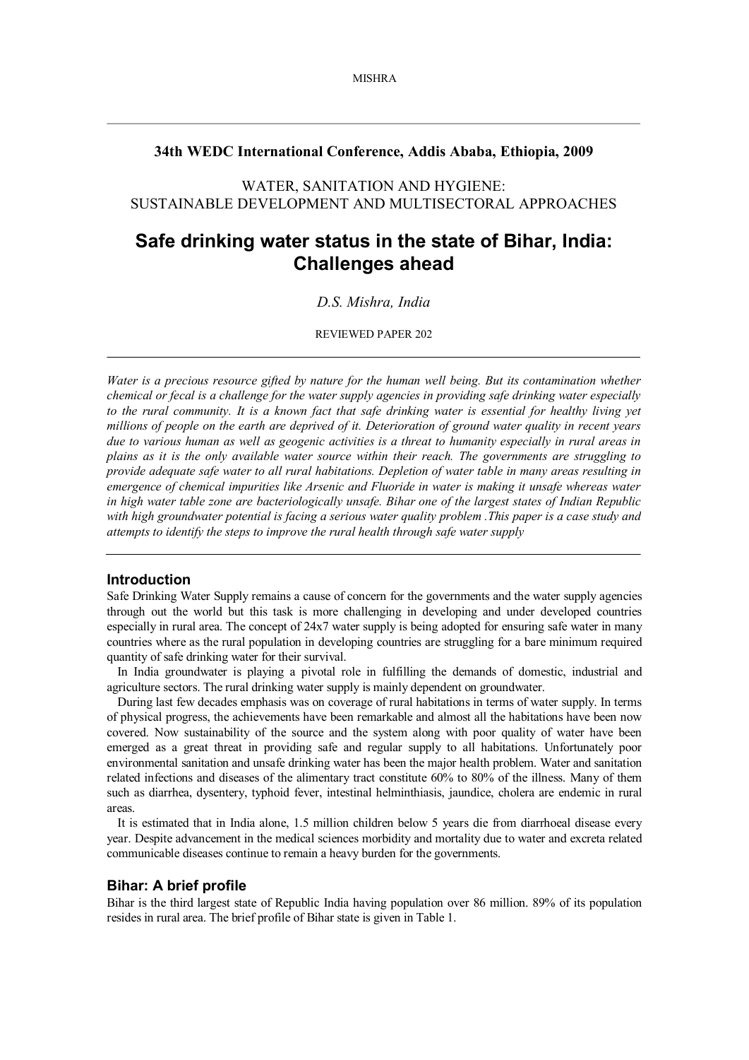**34th WEDC International Conference, Addis Ababa, Ethiopia, 2009**

WATER, SANITATION AND HYGIENE:
SUSTAINABLE DEVELOPMENT AND MULTISECTORAL APPROACHES

# Safe drinking water status in the state of Bihar, India: Challenges ahead

*D.S. Mishra, India*

REVIEWED PAPER 202

*Water is a precious resource gifted by nature for the human well being. But its contamination whether chemical or fecal is a challenge for the water supply agencies in providing safe drinking water especially to the rural community. It is a known fact that safe drinking water is essential for healthy living yet millions of people on the earth are deprived of it. Deterioration of ground water quality in recent years due to various human as well as geogenic activities is a threat to humanity especially in rural areas in plains as it is the only available water source within their reach. The governments are struggling to provide adequate safe water to all rural habitations. Depletion of water table in many areas resulting in emergence of chemical impurities like Arsenic and Fluoride in water is making it unsafe whereas water in high water table zone are bacteriologically unsafe. Bihar one of the largest states of Indian Republic with high groundwater potential is facing a serious water quality problem .This paper is a case study and attempts to identify the steps to improve the rural health through safe water supply*

## Introduction

Safe Drinking Water Supply remains a cause of concern for the governments and the water supply agencies through out the world but this task is more challenging in developing and under developed countries especially in rural area. The concept of 24x7 water supply is being adopted for ensuring safe water in many countries where as the rural population in developing countries are struggling for a bare minimum required quantity of safe drinking water for their survival.

In India groundwater is playing a pivotal role in fulfilling the demands of domestic, industrial and agriculture sectors. The rural drinking water supply is mainly dependent on groundwater.

During last few decades emphasis was on coverage of rural habitations in terms of water supply. In terms of physical progress, the achievements have been remarkable and almost all the habitations have been now covered. Now sustainability of the source and the system along with poor quality of water have been emerged as a great threat in providing safe and regular supply to all habitations. Unfortunately poor environmental sanitation and unsafe drinking water has been the major health problem. Water and sanitation related infections and diseases of the alimentary tract constitute 60% to 80% of the illness. Many of them such as diarrhea, dysentery, typhoid fever, intestinal helminthiasis, jaundice, cholera are endemic in rural areas.

It is estimated that in India alone, 1.5 million children below 5 years die from diarrhoeal disease every year. Despite advancement in the medical sciences morbidity and mortality due to water and excreta related communicable diseases continue to remain a heavy burden for the governments.

## Bihar: A brief profile

Bihar is the third largest state of Republic India having population over 86 million. 89% of its population resides in rural area. The brief profile of Bihar state is given in Table 1.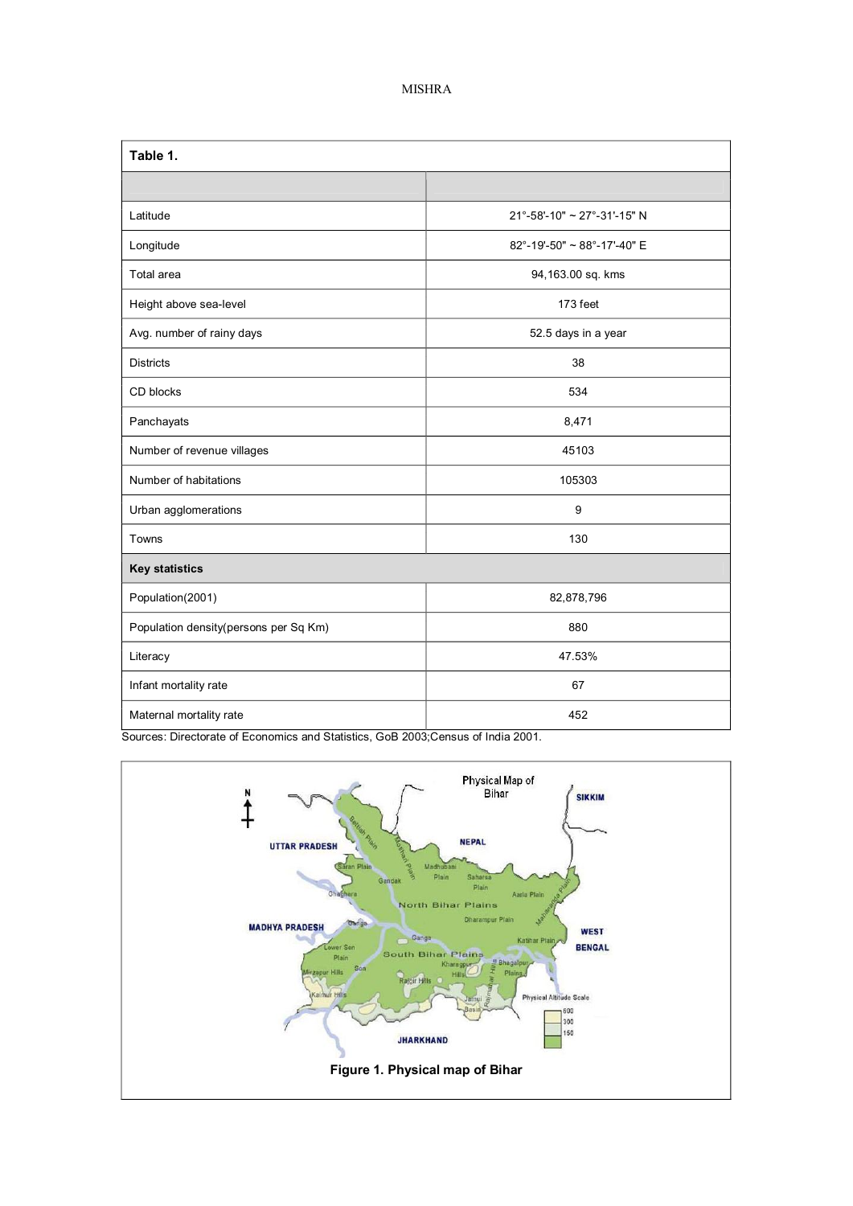**Table 1.**

| | |
|---|---|
| Latitude | 21°-58'-10" ~ 27°-31'-15" N |
| Longitude | 82°-19'-50" ~ 88°-17'-40" E |
| Total area | 94,163.00 sq. kms |
| Height above sea-level | 173 feet |
| Avg. number of rainy days | 52.5 days in a year |
| Districts | 38 |
| CD blocks | 534 |
| Panchayats | 8,471 |
| Number of revenue villages | 45103 |
| Number of habitations | 105303 |
| Urban agglomerations | 9 |
| Towns | 130 |
| **Key statistics** | |
| Population(2001) | 82,878,796 |
| Population density(persons per Sq Km) | 880 |
| Literacy | 47.53% |
| Infant mortality rate | 67 |
| Maternal mortality rate | 452 |

Sources: Directorate of Economics and Statistics, GoB 2003;Census of India 2001.

**Figure 1. Physical map of Bihar**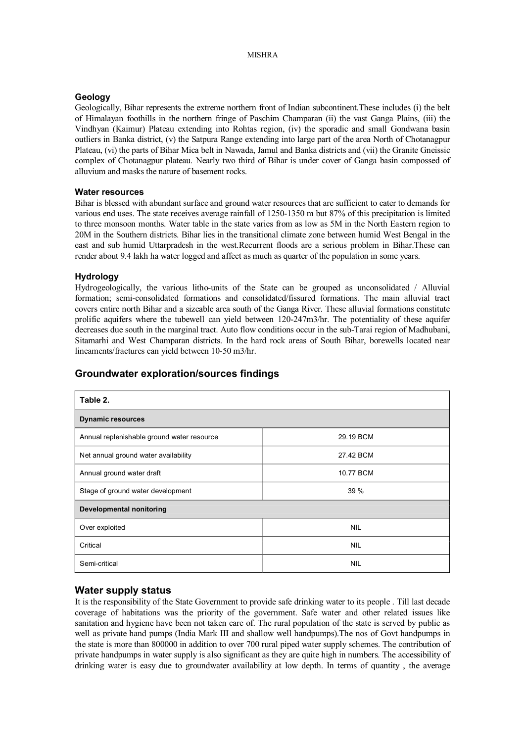### Geology

Geologically, Bihar represents the extreme northern front of Indian subcontinent.These includes (i) the belt of Himalayan foothills in the northern fringe of Paschim Champaran (ii) the vast Ganga Plains, (iii) the Vindhyan (Kaimur) Plateau extending into Rohtas region, (iv) the sporadic and small Gondwana basin outliers in Banka district, (v) the Satpura Range extending into large part of the area North of Chotanagpur Plateau, (vi) the parts of Bihar Mica belt in Nawada, Jamul and Banka districts and (vii) the Granite Gneissic complex of Chotanagpur plateau. Nearly two third of Bihar is under cover of Ganga basin compossed of alluvium and masks the nature of basement rocks.

### Water resources

Bihar is blessed with abundant surface and ground water resources that are sufficient to cater to demands for various end uses. The state receives average rainfall of 1250-1350 m but 87% of this precipitation is limited to three monsoon months. Water table in the state varies from as low as 5M in the North Eastern region to 20M in the Southern districts. Bihar lies in the transitional climate zone between humid West Bengal in the east and sub humid Uttarpradesh in the west.Recurrent floods are a serious problem in Bihar.These can render about 9.4 lakh ha water logged and affect as much as quarter of the population in some years.

### Hydrology

Hydrogeologically, the various litho-units of the State can be grouped as unconsolidated / Alluvial formation; semi-consolidated formations and consolidated/fissured formations. The main alluvial tract covers entire north Bihar and a sizeable area south of the Ganga River. These alluvial formations constitute prolific aquifers where the tubewell can yield between 120-247m3/hr. The potentiality of these aquifer decreases due south in the marginal tract. Auto flow conditions occur in the sub-Tarai region of Madhubani, Sitamarhi and West Champaran districts. In the hard rock areas of South Bihar, borewells located near lineaments/fractures can yield between 10-50 m3/hr.

## Groundwater exploration/sources findings

| Table 2. | |
|---|---|
| **Dynamic resources** | |
| Annual replenishable ground water resource | 29.19 BCM |
| Net annual ground water availability | 27.42 BCM |
| Annual ground water draft | 10.77 BCM |
| Stage of ground water development | 39 % |
| **Developmental nonitoring** | |
| Over exploited | NIL |
| Critical | NIL |
| Semi-critical | NIL |

## Water supply status

It is the responsibility of the State Government to provide safe drinking water to its people . Till last decade coverage of habitations was the priority of the government. Safe water and other related issues like sanitation and hygiene have been not taken care of. The rural population of the state is served by public as well as private hand pumps (India Mark III and shallow well handpumps).The nos of Govt handpumps in the state is more than 800000 in addition to over 700 rural piped water supply schemes. The contribution of private handpumps in water supply is also significant as they are quite high in numbers. The accessibility of drinking water is easy due to groundwater availability at low depth. In terms of quantity , the average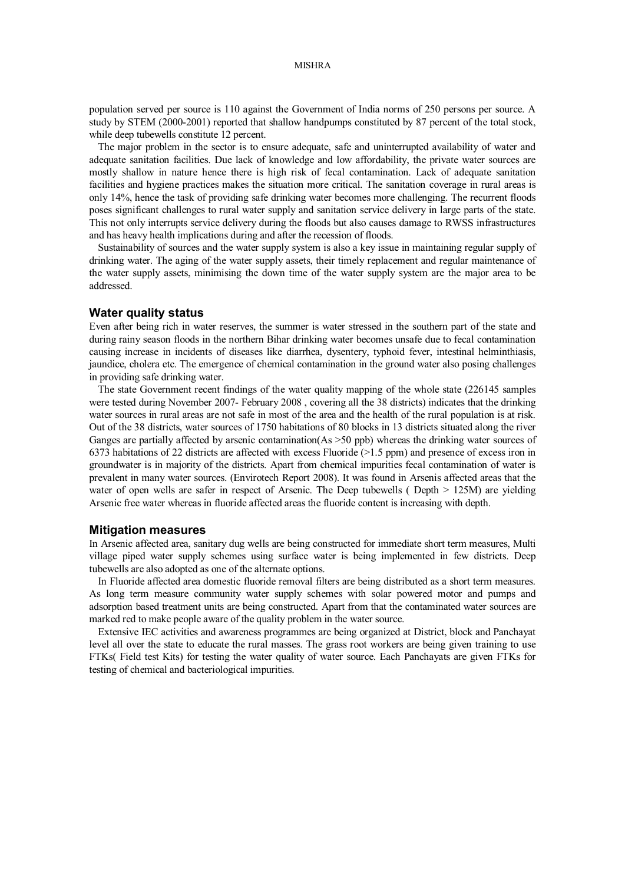population served per source is 110 against the Government of India norms of 250 persons per source. A study by STEM (2000-2001) reported that shallow handpumps constituted by 87 percent of the total stock, while deep tubewells constitute 12 percent.

The major problem in the sector is to ensure adequate, safe and uninterrupted availability of water and adequate sanitation facilities. Due lack of knowledge and low affordability, the private water sources are mostly shallow in nature hence there is high risk of fecal contamination. Lack of adequate sanitation facilities and hygiene practices makes the situation more critical. The sanitation coverage in rural areas is only 14%, hence the task of providing safe drinking water becomes more challenging. The recurrent floods poses significant challenges to rural water supply and sanitation service delivery in large parts of the state. This not only interrupts service delivery during the floods but also causes damage to RWSS infrastructures and has heavy health implications during and after the recession of floods.

Sustainability of sources and the water supply system is also a key issue in maintaining regular supply of drinking water. The aging of the water supply assets, their timely replacement and regular maintenance of the water supply assets, minimising the down time of the water supply system are the major area to be addressed.

## Water quality status

Even after being rich in water reserves, the summer is water stressed in the southern part of the state and during rainy season floods in the northern Bihar drinking water becomes unsafe due to fecal contamination causing increase in incidents of diseases like diarrhea, dysentery, typhoid fever, intestinal helminthiasis, jaundice, cholera etc. The emergence of chemical contamination in the ground water also posing challenges in providing safe drinking water.

The state Government recent findings of the water quality mapping of the whole state (226145 samples were tested during November 2007- February 2008 , covering all the 38 districts) indicates that the drinking water sources in rural areas are not safe in most of the area and the health of the rural population is at risk. Out of the 38 districts, water sources of 1750 habitations of 80 blocks in 13 districts situated along the river Ganges are partially affected by arsenic contamination(As >50 ppb) whereas the drinking water sources of 6373 habitations of 22 districts are affected with excess Fluoride (>1.5 ppm) and presence of excess iron in groundwater is in majority of the districts. Apart from chemical impurities fecal contamination of water is prevalent in many water sources. (Envirotech Report 2008). It was found in Arsenis affected areas that the water of open wells are safer in respect of Arsenic. The Deep tubewells ( Depth > 125M) are yielding Arsenic free water whereas in fluoride affected areas the fluoride content is increasing with depth.

## Mitigation measures

In Arsenic affected area, sanitary dug wells are being constructed for immediate short term measures, Multi village piped water supply schemes using surface water is being implemented in few districts. Deep tubewells are also adopted as one of the alternate options.

In Fluoride affected area domestic fluoride removal filters are being distributed as a short term measures. As long term measure community water supply schemes with solar powered motor and pumps and adsorption based treatment units are being constructed. Apart from that the contaminated water sources are marked red to make people aware of the quality problem in the water source.

Extensive IEC activities and awareness programmes are being organized at District, block and Panchayat level all over the state to educate the rural masses. The grass root workers are being given training to use FTKs( Field test Kits) for testing the water quality of water source. Each Panchayats are given FTKs for testing of chemical and bacteriological impurities.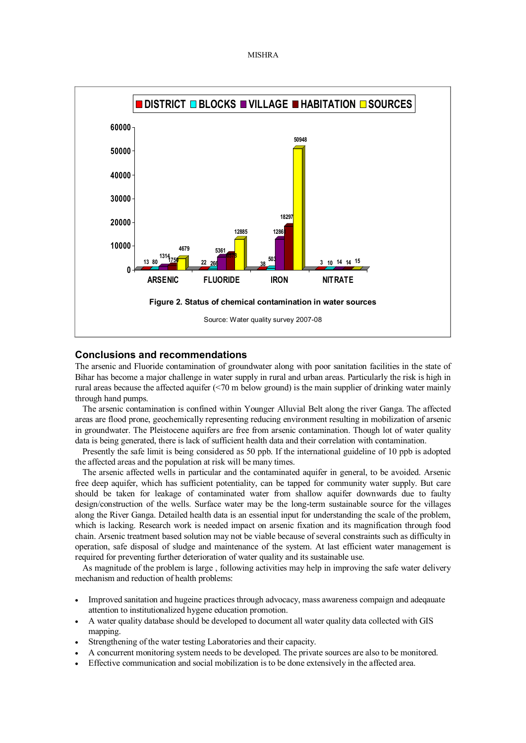Figure 2. Status of chemical contamination in water sources

Source: Water quality survey 2007-08

## Conclusions and recommendations

The arsenic and Fluoride contamination of groundwater along with poor sanitation facilities in the state of Bihar has become a major challenge in water supply in rural and urban areas. Particularly the risk is high in rural areas because the affected aquifer (<70 m below ground) is the main supplier of drinking water mainly through hand pumps.

The arsenic contamination is confined within Younger Alluvial Belt along the river Ganga. The affected areas are flood prone, geochemically representing reducing environment resulting in mobilization of arsenic in groundwater. The Pleistocene aquifers are free from arsenic contamination. Though lot of water quality data is being generated, there is lack of sufficient health data and their correlation with contamination.

Presently the safe limit is being considered as 50 ppb. If the international guideline of 10 ppb is adopted the affected areas and the population at risk will be many times.

The arsenic affected wells in particular and the contaminated aquifer in general, to be avoided. Arsenic free deep aquifer, which has sufficient potentiality, can be tapped for community water supply. But care should be taken for leakage of contaminated water from shallow aquifer downwards due to faulty design/construction of the wells. Surface water may be the long-term sustainable source for the villages along the River Ganga. Detailed health data is an essential input for understanding the scale of the problem, which is lacking. Research work is needed impact on arsenic fixation and its magnification through food chain. Arsenic treatment based solution may not be viable because of several constraints such as difficulty in operation, safe disposal of sludge and maintenance of the system. At last efficient water management is required for preventing further deterioration of water quality and its sustainable use.

As magnitude of the problem is large , following activities may help in improving the safe water delivery mechanism and reduction of health problems:

- Improved sanitation and hugeine practices through advocacy, mass awareness compaign and adeqauate attention to institutionalized hygene education promotion.
- A water quality database should be developed to document all water quality data collected with GIS mapping.
- Strengthening of the water testing Laboratories and their capacity.
- A concurrent monitoring system needs to be developed. The private sources are also to be monitored.
- Effective communication and social mobilization is to be done extensively in the affected area.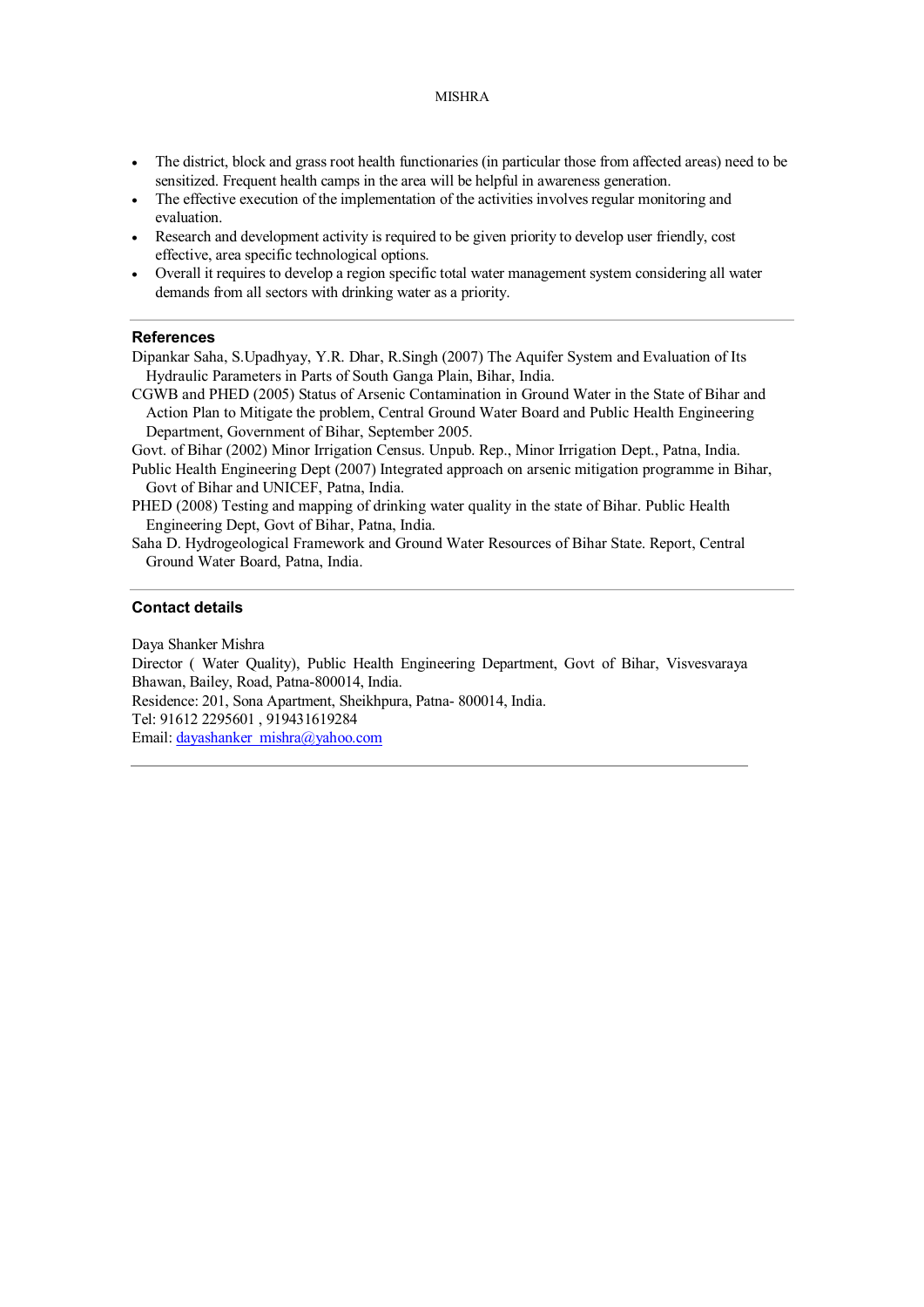- The district, block and grass root health functionaries (in particular those from affected areas) need to be sensitized. Frequent health camps in the area will be helpful in awareness generation.
- The effective execution of the implementation of the activities involves regular monitoring and evaluation.
- Research and development activity is required to be given priority to develop user friendly, cost effective, area specific technological options.
- Overall it requires to develop a region specific total water management system considering all water demands from all sectors with drinking water as a priority.

## References

Dipankar Saha, S.Upadhyay, Y.R. Dhar, R.Singh (2007) The Aquifer System and Evaluation of Its Hydraulic Parameters in Parts of South Ganga Plain, Bihar, India.

CGWB and PHED (2005) Status of Arsenic Contamination in Ground Water in the State of Bihar and Action Plan to Mitigate the problem, Central Ground Water Board and Public Health Engineering Department, Government of Bihar, September 2005.

Govt. of Bihar (2002) Minor Irrigation Census. Unpub. Rep., Minor Irrigation Dept., Patna, India.

Public Health Engineering Dept (2007) Integrated approach on arsenic mitigation programme in Bihar, Govt of Bihar and UNICEF, Patna, India.

PHED (2008) Testing and mapping of drinking water quality in the state of Bihar. Public Health Engineering Dept, Govt of Bihar, Patna, India.

Saha D. Hydrogeological Framework and Ground Water Resources of Bihar State. Report, Central Ground Water Board, Patna, India.

## Contact details

Daya Shanker Mishra
Director ( Water Quality), Public Health Engineering Department, Govt of Bihar, Visvesvaraya Bhawan, Bailey, Road, Patna-800014, India.
Residence: 201, Sona Apartment, Sheikhpura, Patna- 800014, India.
Tel: 91612 2295601 , 919431619284
Email: dayashanker_mishra@yahoo.com